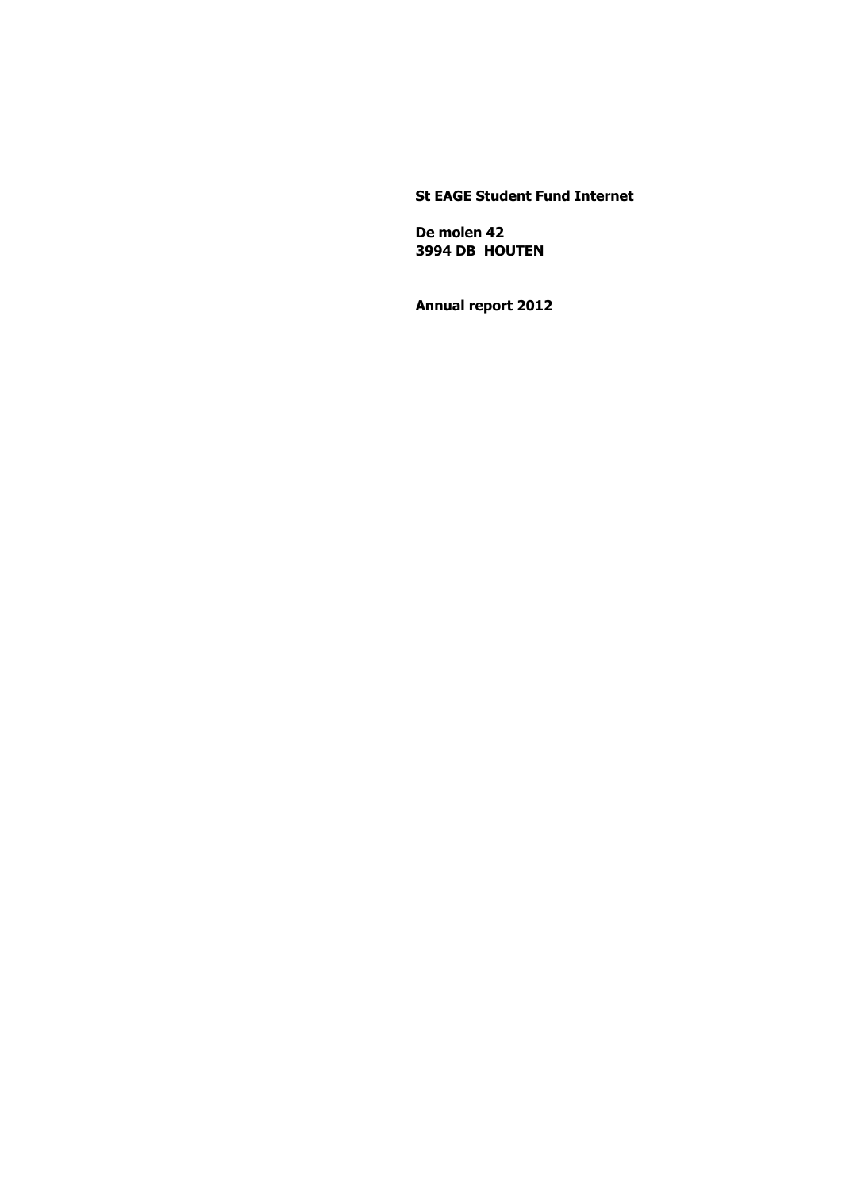**St EAGE Student Fund Internet**

**De molen 42**
**3994 DB HOUTEN**

**Annual report 2012**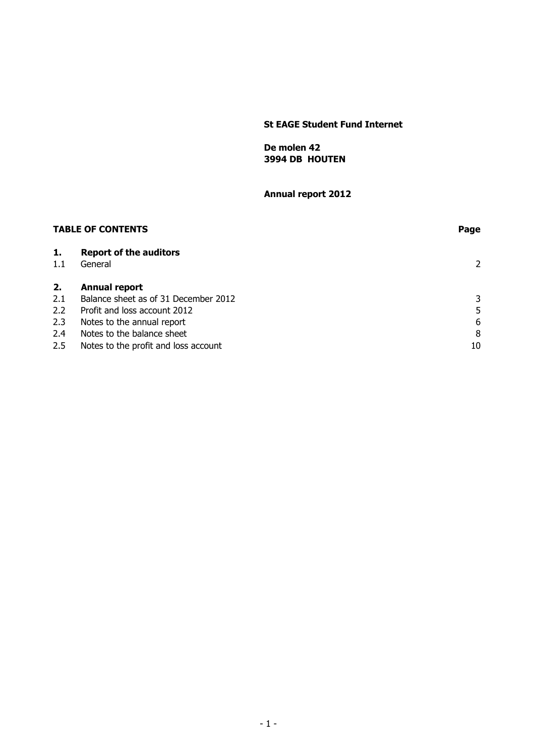**St EAGE Student Fund Internet**

**De molen 42**
**3994 DB HOUTEN**

**Annual report 2012**

| **TABLE OF CONTENTS** | | **Page** |
|---|---|---|
| **1.** | **Report of the auditors** | |
| 1.1 | General | 2 |
| **2.** | **Annual report** | |
| 2.1 | Balance sheet as of 31 December 2012 | 3 |
| 2.2 | Profit and loss account 2012 | 5 |
| 2.3 | Notes to the annual report | 6 |
| 2.4 | Notes to the balance sheet | 8 |
| 2.5 | Notes to the profit and loss account | 10 |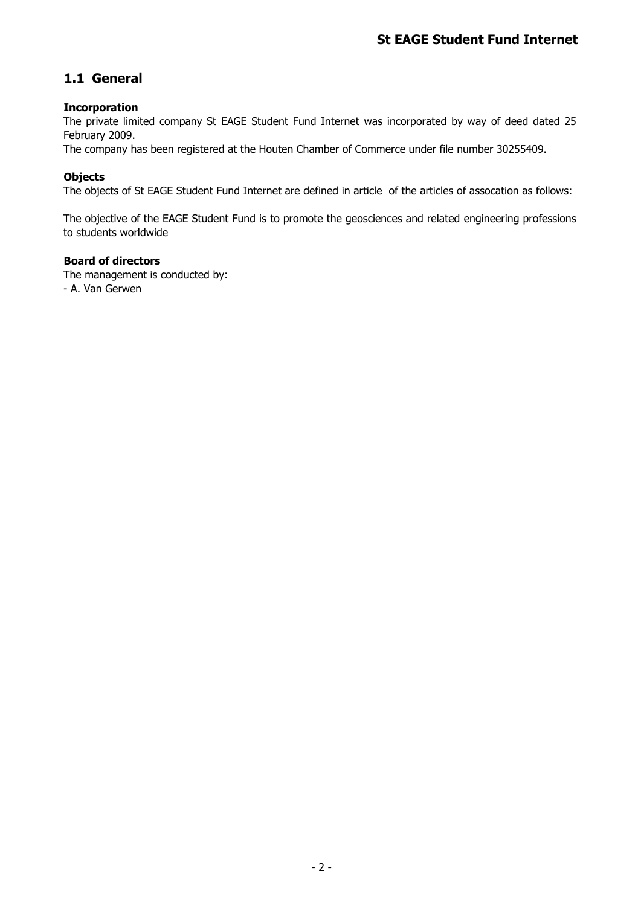## 1.1 General

**Incorporation**

The private limited company St EAGE Student Fund Internet was incorporated by way of deed dated 25 February 2009.

The company has been registered at the Houten Chamber of Commerce under file number 30255409.

**Objects**

The objects of St EAGE Student Fund Internet are defined in article  of the articles of assocation as follows:

The objective of the EAGE Student Fund is to promote the geosciences and related engineering professions to students worldwide

**Board of directors**

The management is conducted by:

- A. Van Gerwen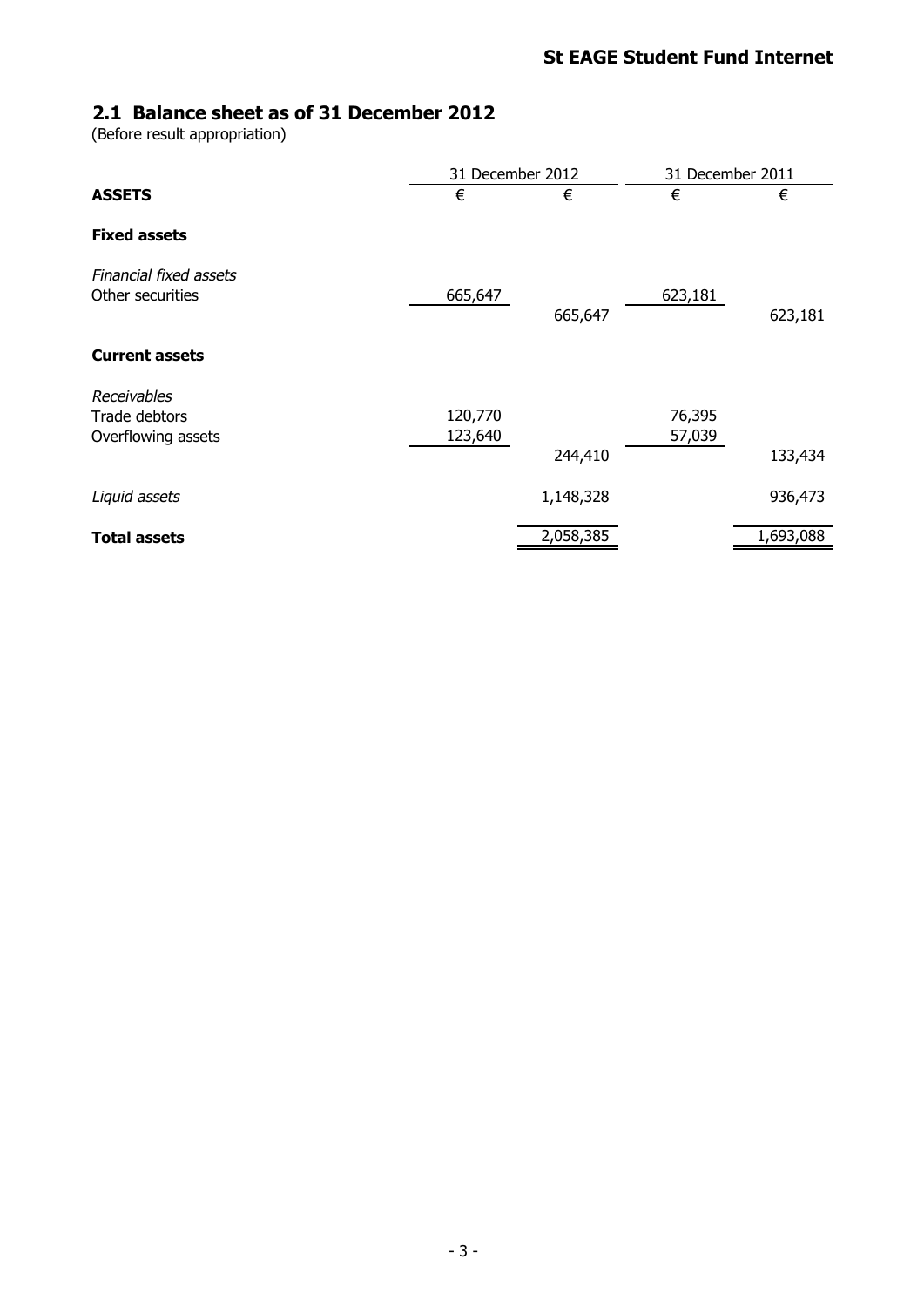## 2.1 Balance sheet as of 31 December 2012

(Before result appropriation)

| | 31 December 2012 | | 31 December 2011 | |
|---|---|---|---|---|
| **ASSETS** | € | € | € | € |
| **Fixed assets** | | | | |
| *Financial fixed assets* | | | | |
| Other securities | 665,647 | | 623,181 | |
| | | 665,647 | | 623,181 |
| **Current assets** | | | | |
| *Receivables* | | | | |
| Trade debtors | 120,770 | | 76,395 | |
| Overflowing assets | 123,640 | | 57,039 | |
| | | 244,410 | | 133,434 |
| *Liquid assets* | | 1,148,328 | | 936,473 |
| **Total assets** | | 2,058,385 | | 1,693,088 |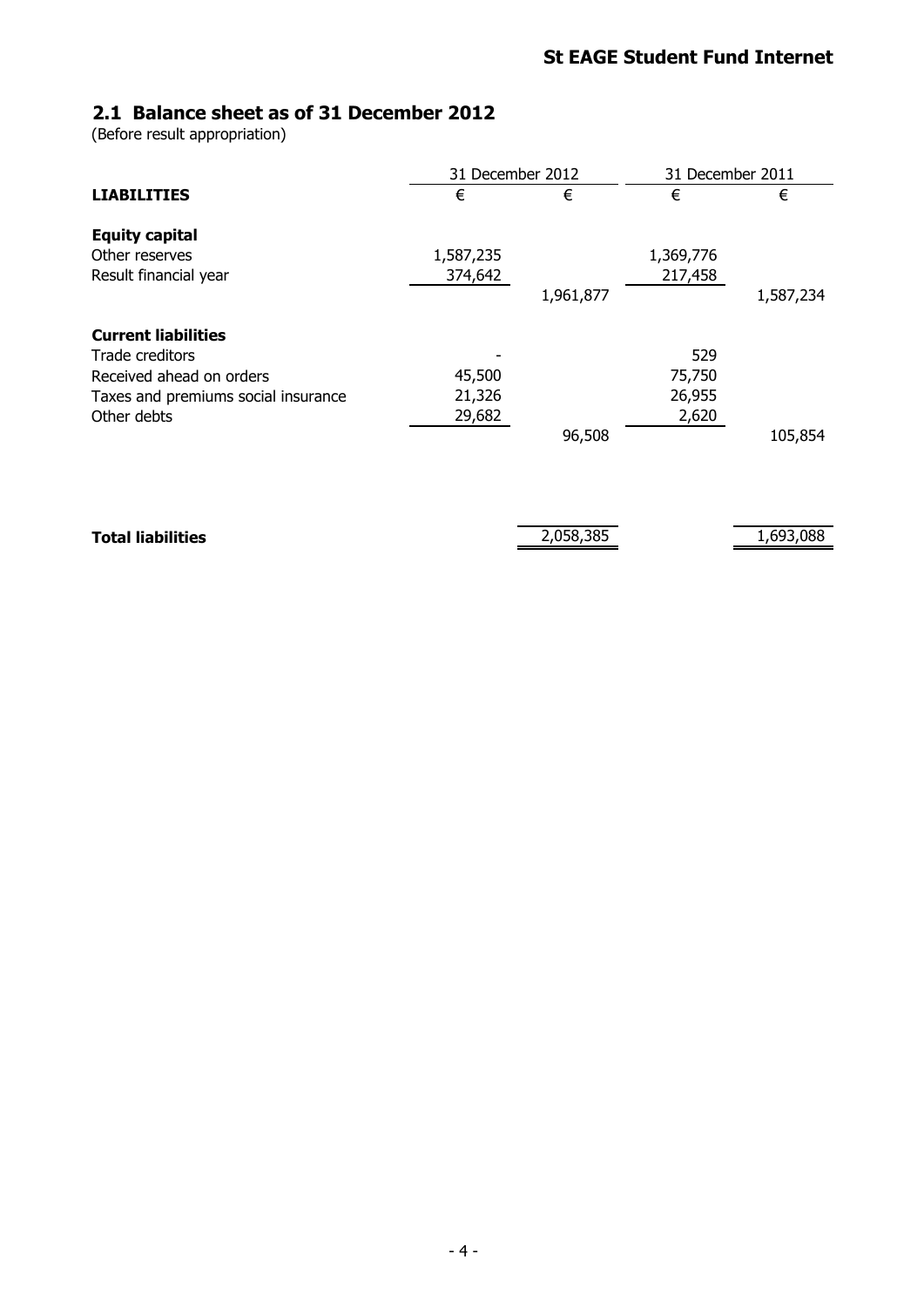## 2.1 Balance sheet as of 31 December 2012

(Before result appropriation)

| | 31 December 2012 | | 31 December 2011 | |
|---|---|---|---|---|
| **LIABILITIES** | € | € | € | € |
| **Equity capital** | | | | |
| Other reserves | 1,587,235 | | 1,369,776 | |
| Result financial year | 374,642 | | 217,458 | |
| | | 1,961,877 | | 1,587,234 |
| **Current liabilities** | | | | |
| Trade creditors | - | | 529 | |
| Received ahead on orders | 45,500 | | 75,750 | |
| Taxes and premiums social insurance | 21,326 | | 26,955 | |
| Other debts | 29,682 | | 2,620 | |
| | | 96,508 | | 105,854 |
| **Total liabilities** | | 2,058,385 | | 1,693,088 |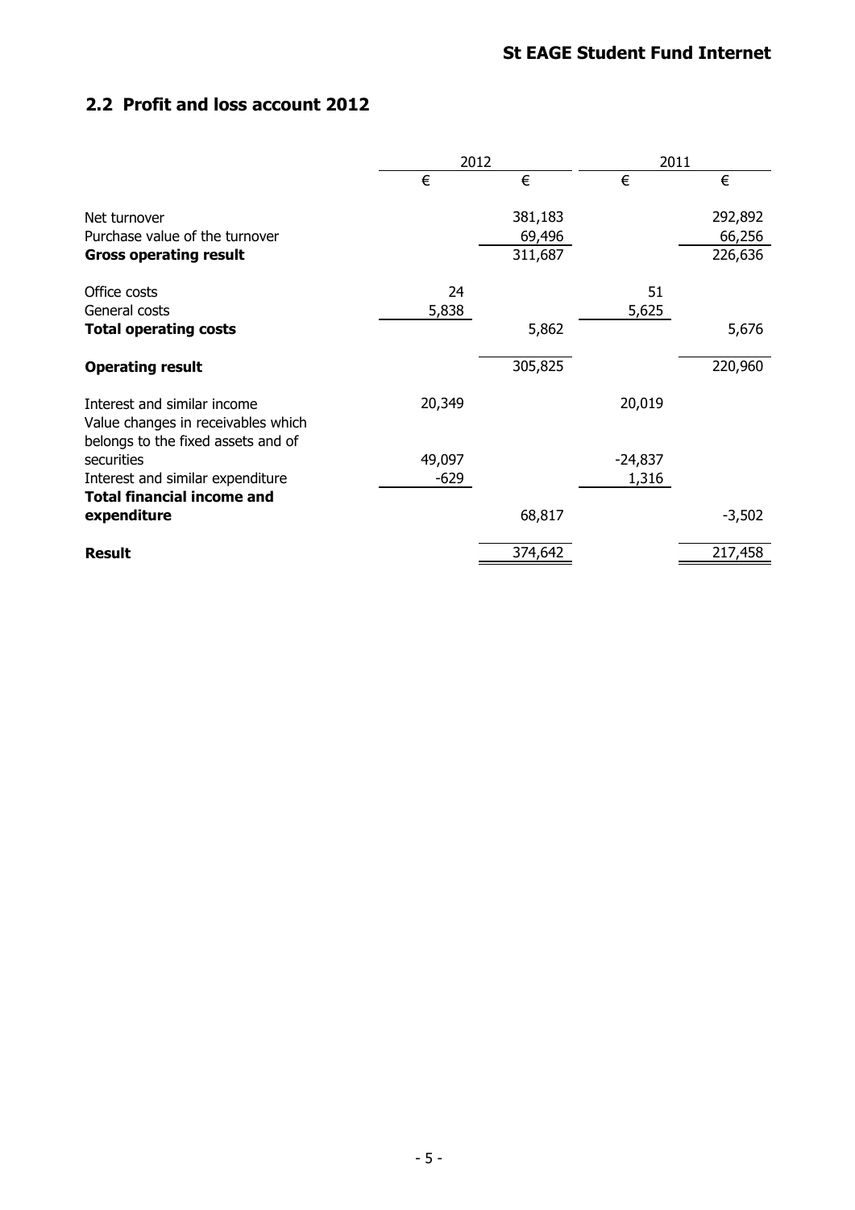## 2.2 Profit and loss account 2012

| | 2012 | | 2011 | |
|---|---|---|---|---|
| | € | € | € | € |
| Net turnover | | 381,183 | | 292,892 |
| Purchase value of the turnover | | 69,496 | | 66,256 |
| **Gross operating result** | | 311,687 | | 226,636 |
| Office costs | 24 | | 51 | |
| General costs | 5,838 | | 5,625 | |
| **Total operating costs** | | 5,862 | | 5,676 |
| **Operating result** | | 305,825 | | 220,960 |
| Interest and similar income | 20,349 | | 20,019 | |
| Value changes in receivables which belongs to the fixed assets and of securities | 49,097 | | -24,837 | |
| Interest and similar expenditure | -629 | | 1,316 | |
| **Total financial income and expenditure** | | 68,817 | | -3,502 |
| **Result** | | 374,642 | | 217,458 |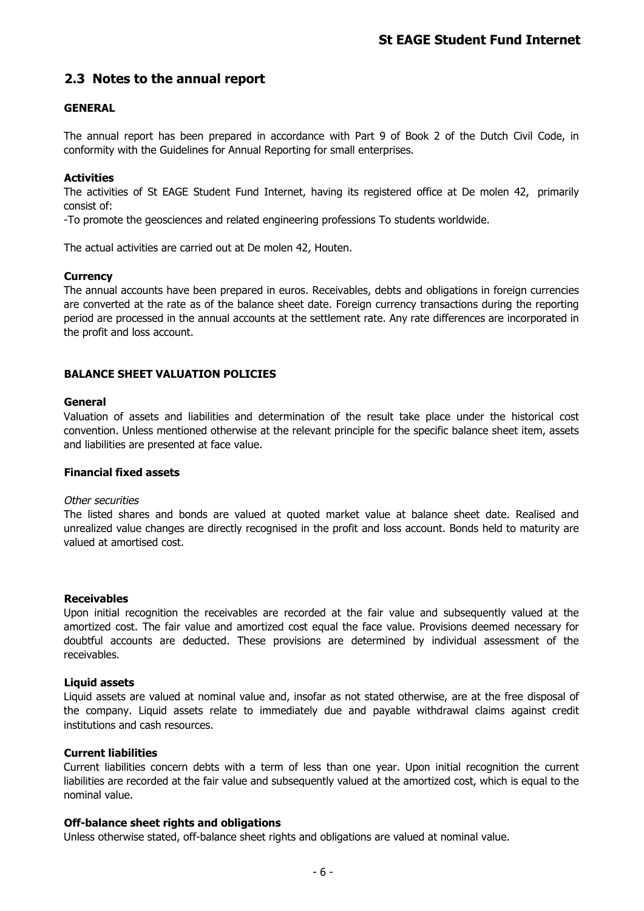## 2.3 Notes to the annual report

**GENERAL**

The annual report has been prepared in accordance with Part 9 of Book 2 of the Dutch Civil Code, in conformity with the Guidelines for Annual Reporting for small enterprises.

**Activities**

The activities of St EAGE Student Fund Internet, having its registered office at De molen 42, primarily consist of:

-To promote the geosciences and related engineering professions To students worldwide.

The actual activities are carried out at De molen 42, Houten.

**Currency**

The annual accounts have been prepared in euros. Receivables, debts and obligations in foreign currencies are converted at the rate as of the balance sheet date. Foreign currency transactions during the reporting period are processed in the annual accounts at the settlement rate. Any rate differences are incorporated in the profit and loss account.

**BALANCE SHEET VALUATION POLICIES**

**General**

Valuation of assets and liabilities and determination of the result take place under the historical cost convention. Unless mentioned otherwise at the relevant principle for the specific balance sheet item, assets and liabilities are presented at face value.

**Financial fixed assets**

*Other securities*

The listed shares and bonds are valued at quoted market value at balance sheet date. Realised and unrealized value changes are directly recognised in the profit and loss account. Bonds held to maturity are valued at amortised cost.

**Receivables**

Upon initial recognition the receivables are recorded at the fair value and subsequently valued at the amortized cost. The fair value and amortized cost equal the face value. Provisions deemed necessary for doubtful accounts are deducted. These provisions are determined by individual assessment of the receivables.

**Liquid assets**

Liquid assets are valued at nominal value and, insofar as not stated otherwise, are at the free disposal of the company. Liquid assets relate to immediately due and payable withdrawal claims against credit institutions and cash resources.

**Current liabilities**

Current liabilities concern debts with a term of less than one year. Upon initial recognition the current liabilities are recorded at the fair value and subsequently valued at the amortized cost, which is equal to the nominal value.

**Off-balance sheet rights and obligations**

Unless otherwise stated, off-balance sheet rights and obligations are valued at nominal value.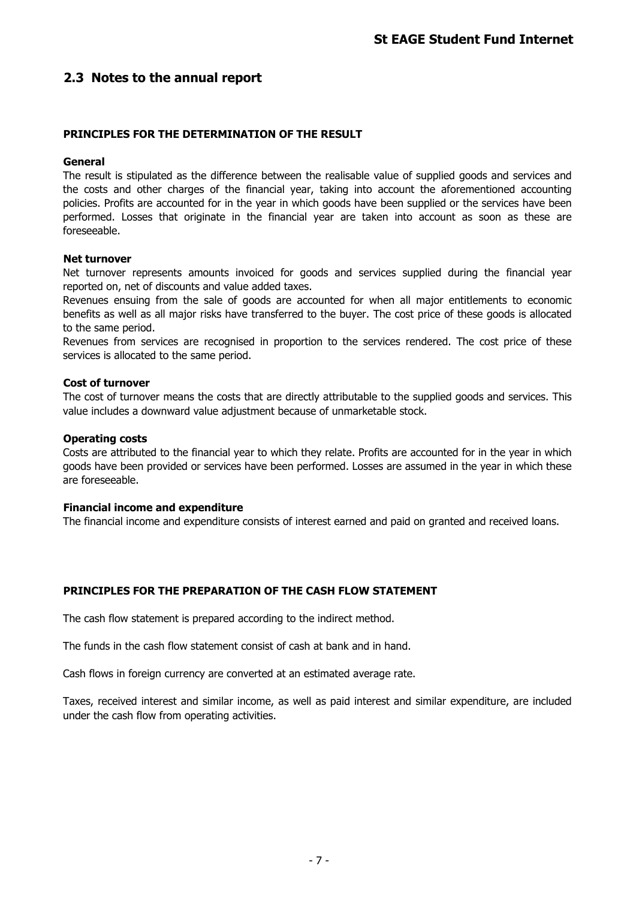## 2.3 Notes to the annual report

**PRINCIPLES FOR THE DETERMINATION OF THE RESULT**

**General**

The result is stipulated as the difference between the realisable value of supplied goods and services and the costs and other charges of the financial year, taking into account the aforementioned accounting policies. Profits are accounted for in the year in which goods have been supplied or the services have been performed. Losses that originate in the financial year are taken into account as soon as these are foreseeable.

**Net turnover**

Net turnover represents amounts invoiced for goods and services supplied during the financial year reported on, net of discounts and value added taxes.

Revenues ensuing from the sale of goods are accounted for when all major entitlements to economic benefits as well as all major risks have transferred to the buyer. The cost price of these goods is allocated to the same period.

Revenues from services are recognised in proportion to the services rendered. The cost price of these services is allocated to the same period.

**Cost of turnover**

The cost of turnover means the costs that are directly attributable to the supplied goods and services. This value includes a downward value adjustment because of unmarketable stock.

**Operating costs**

Costs are attributed to the financial year to which they relate. Profits are accounted for in the year in which goods have been provided or services have been performed. Losses are assumed in the year in which these are foreseeable.

**Financial income and expenditure**

The financial income and expenditure consists of interest earned and paid on granted and received loans.

**PRINCIPLES FOR THE PREPARATION OF THE CASH FLOW STATEMENT**

The cash flow statement is prepared according to the indirect method.

The funds in the cash flow statement consist of cash at bank and in hand.

Cash flows in foreign currency are converted at an estimated average rate.

Taxes, received interest and similar income, as well as paid interest and similar expenditure, are included under the cash flow from operating activities.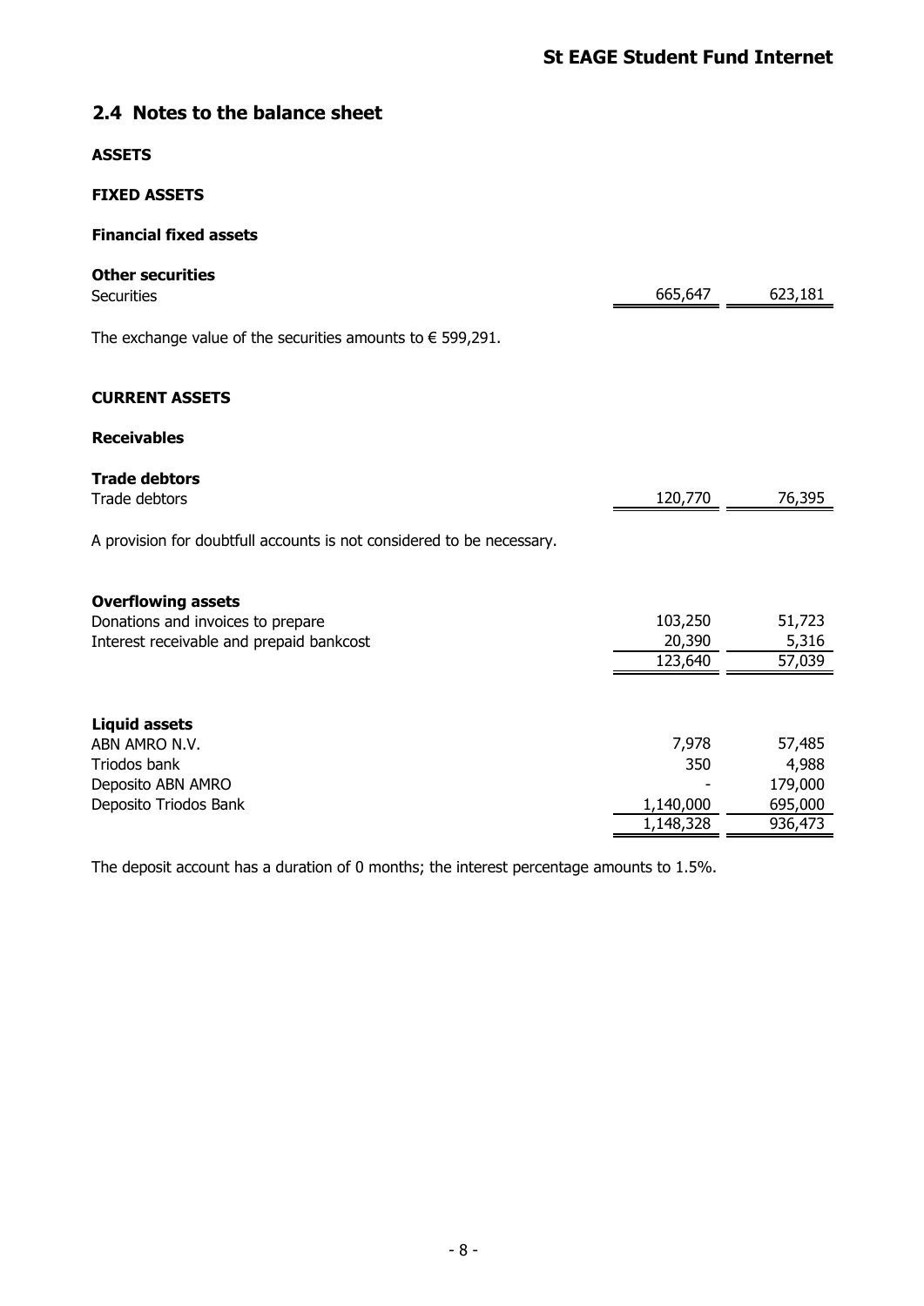## 2.4 Notes to the balance sheet

**ASSETS**

**FIXED ASSETS**

**Financial fixed assets**

**Other securities**

| | | |
|---|---|---|
| Securities | 665,647 | 623,181 |

The exchange value of the securities amounts to € 599,291.

**CURRENT ASSETS**

**Receivables**

**Trade debtors**

| | | |
|---|---|---|
| Trade debtors | 120,770 | 76,395 |

A provision for doubtfull accounts is not considered to be necessary.

**Overflowing assets**

| | | |
|---|---|---|
| Donations and invoices to prepare | 103,250 | 51,723 |
| Interest receivable and prepaid bankcost | 20,390 | 5,316 |
| | 123,640 | 57,039 |

**Liquid assets**

| | | |
|---|---|---|
| ABN AMRO N.V. | 7,978 | 57,485 |
| Triodos bank | 350 | 4,988 |
| Deposito ABN AMRO | - | 179,000 |
| Deposito Triodos Bank | 1,140,000 | 695,000 |
| | 1,148,328 | 936,473 |

The deposit account has a duration of 0 months; the interest percentage amounts to 1.5%.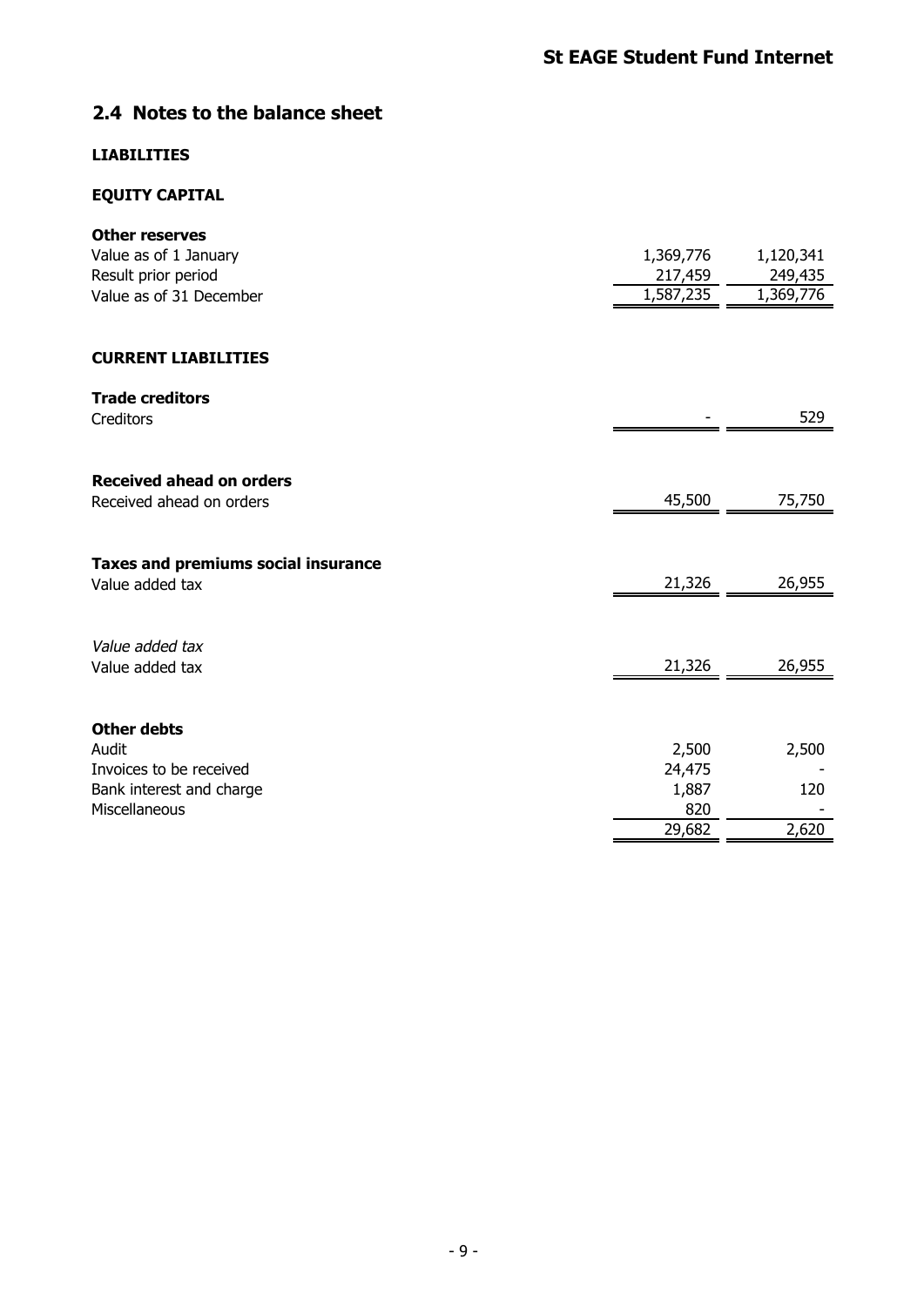## 2.4 Notes to the balance sheet

**LIABILITIES**

**EQUITY CAPITAL**

| **Other reserves** | | |
|---|---|---|
| Value as of 1 January | 1,369,776 | 1,120,341 |
| Result prior period | 217,459 | 249,435 |
| Value as of 31 December | 1,587,235 | 1,369,776 |

**CURRENT LIABILITIES**

| **Trade creditors** | | |
|---|---|---|
| Creditors | - | 529 |

| **Received ahead on orders** | | |
|---|---|---|
| Received ahead on orders | 45,500 | 75,750 |

| **Taxes and premiums social insurance** | | |
|---|---|---|
| Value added tax | 21,326 | 26,955 |

| *Value added tax* | | |
|---|---|---|
| Value added tax | 21,326 | 26,955 |

| **Other debts** | | |
|---|---|---|
| Audit | 2,500 | 2,500 |
| Invoices to be received | 24,475 | - |
| Bank interest and charge | 1,887 | 120 |
| Miscellaneous | 820 | - |
| | 29,682 | 2,620 |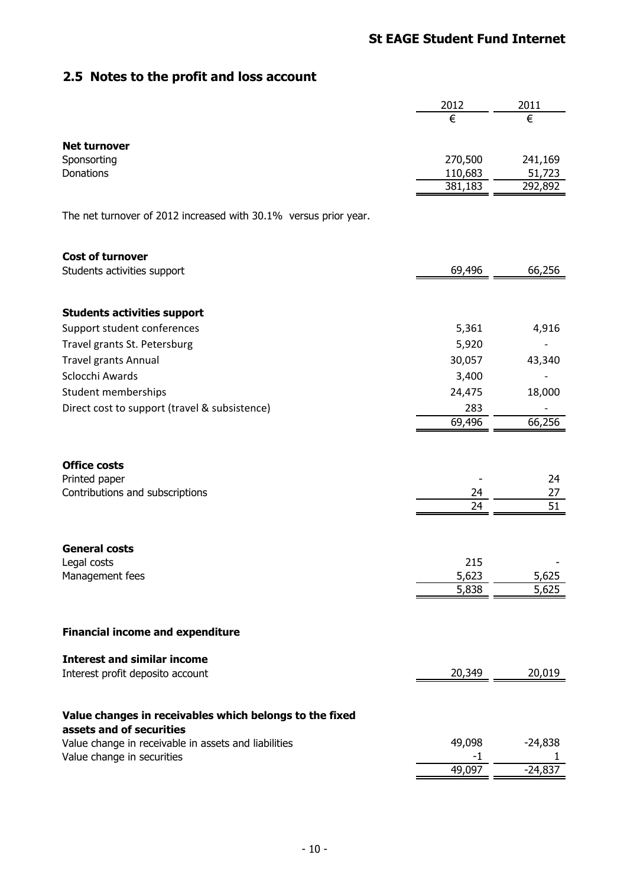## 2.5 Notes to the profit and loss account

| | 2012 | 2011 |
|---|---|---|
| | € | € |
| **Net turnover** | | |
| Sponsorting | 270,500 | 241,169 |
| Donations | 110,683 | 51,723 |
| | 381,183 | 292,892 |

The net turnover of 2012 increased with 30.1% versus prior year.

| | 2012 | 2011 |
|---|---|---|
| **Cost of turnover** | | |
| Students activities support | 69,496 | 66,256 |

| | 2012 | 2011 |
|---|---|---|
| **Students activities support** | | |
| Support student conferences | 5,361 | 4,916 |
| Travel grants St. Petersburg | 5,920 | - |
| Travel grants Annual | 30,057 | 43,340 |
| Sclocchi Awards | 3,400 | - |
| Student memberships | 24,475 | 18,000 |
| Direct cost to support (travel & subsistence) | 283 | - |
| | 69,496 | 66,256 |

| | 2012 | 2011 |
|---|---|---|
| **Office costs** | | |
| Printed paper | - | 24 |
| Contributions and subscriptions | 24 | 27 |
| | 24 | 51 |

| | 2012 | 2011 |
|---|---|---|
| **General costs** | | |
| Legal costs | 215 | - |
| Management fees | 5,623 | 5,625 |
| | 5,838 | 5,625 |

### Financial income and expenditure

| | 2012 | 2011 |
|---|---|---|
| **Interest and similar income** | | |
| Interest profit deposito account | 20,349 | 20,019 |

| | 2012 | 2011 |
|---|---|---|
| **Value changes in receivables which belongs to the fixed assets and of securities** | | |
| Value change in receivable in assets and liabilities | 49,098 | -24,838 |
| Value change in securities | -1 | 1 |
| | 49,097 | -24,837 |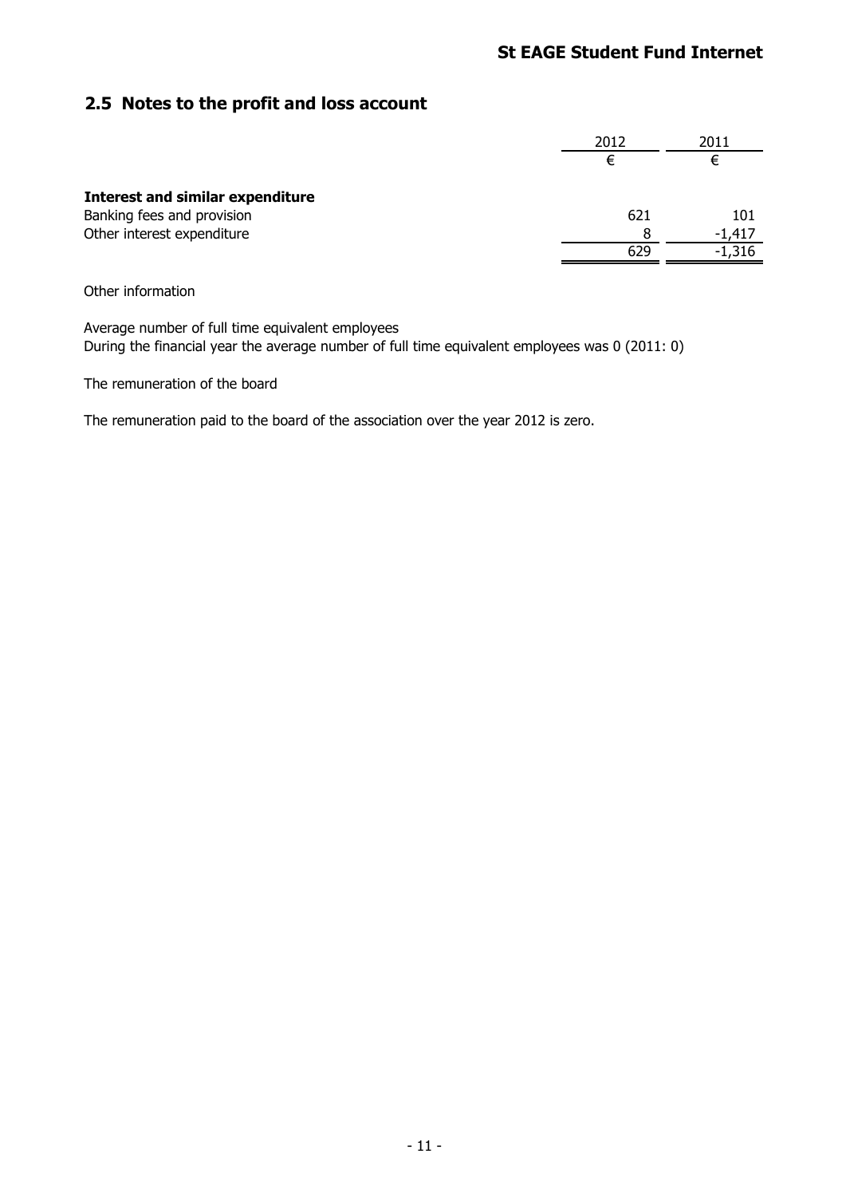## 2.5 Notes to the profit and loss account

| | 2012 | 2011 |
|---|---|---|
| | € | € |
| **Interest and similar expenditure** | | |
| Banking fees and provision | 621 | 101 |
| Other interest expenditure | 8 | -1,417 |
| | 629 | -1,316 |

Other information

Average number of full time equivalent employees
During the financial year the average number of full time equivalent employees was 0 (2011: 0)

The remuneration of the board

The remuneration paid to the board of the association over the year 2012 is zero.